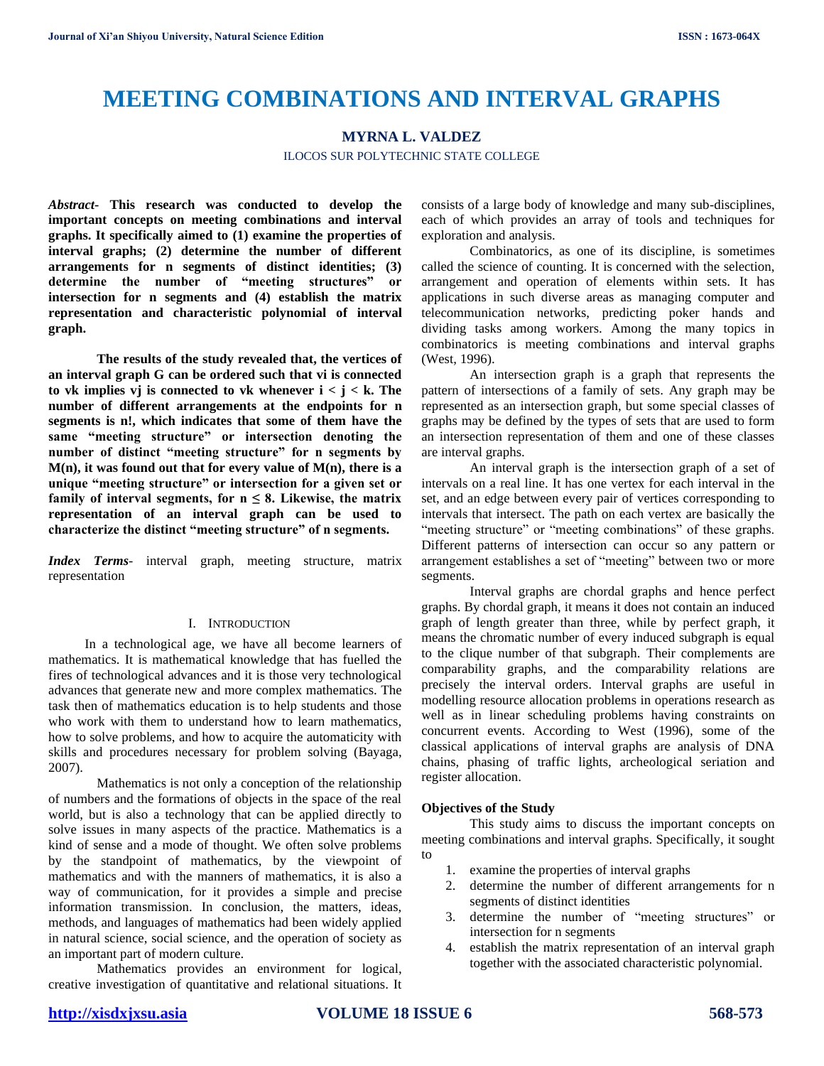# MEETING COMBINATIONS AND INTERVAL GRAPHS

**MYRNA L. VALDEZ**

ILOCOS SUR POLYTECHNIC STATE COLLEGE

***Abstract*- This research was conducted to develop the important concepts on meeting combinations and interval graphs. It specifically aimed to (1) examine the properties of interval graphs; (2) determine the number of different arrangements for n segments of distinct identities; (3) determine the number of "meeting structures" or intersection for n segments and (4) establish the matrix representation and characteristic polynomial of interval graph.**

**The results of the study revealed that, the vertices of an interval graph G can be ordered such that vi is connected to vk implies vj is connected to vk whenever i < j < k. The number of different arrangements at the endpoints for n segments is n!, which indicates that some of them have the same "meeting structure" or intersection denoting the number of distinct "meeting structure" for n segments by M(n), it was found out that for every value of M(n), there is a unique "meeting structure" or intersection for a given set or family of interval segments, for n ≤ 8. Likewise, the matrix representation of an interval graph can be used to characterize the distinct "meeting structure" of n segments.**

***Index Terms*-** interval graph, meeting structure, matrix representation

## I. INTRODUCTION

In a technological age, we have all become learners of mathematics. It is mathematical knowledge that has fuelled the fires of technological advances and it is those very technological advances that generate new and more complex mathematics. The task then of mathematics education is to help students and those who work with them to understand how to learn mathematics, how to solve problems, and how to acquire the automaticity with skills and procedures necessary for problem solving (Bayaga, 2007).

Mathematics is not only a conception of the relationship of numbers and the formations of objects in the space of the real world, but is also a technology that can be applied directly to solve issues in many aspects of the practice. Mathematics is a kind of sense and a mode of thought. We often solve problems by the standpoint of mathematics, by the viewpoint of mathematics and with the manners of mathematics, it is also a way of communication, for it provides a simple and precise information transmission. In conclusion, the matters, ideas, methods, and languages of mathematics had been widely applied in natural science, social science, and the operation of society as an important part of modern culture.

Mathematics provides an environment for logical, creative investigation of quantitative and relational situations. It consists of a large body of knowledge and many sub-disciplines, each of which provides an array of tools and techniques for exploration and analysis.

Combinatorics, as one of its discipline, is sometimes called the science of counting. It is concerned with the selection, arrangement and operation of elements within sets. It has applications in such diverse areas as managing computer and telecommunication networks, predicting poker hands and dividing tasks among workers. Among the many topics in combinatorics is meeting combinations and interval graphs (West, 1996).

An intersection graph is a graph that represents the pattern of intersections of a family of sets. Any graph may be represented as an intersection graph, but some special classes of graphs may be defined by the types of sets that are used to form an intersection representation of them and one of these classes are interval graphs.

An interval graph is the intersection graph of a set of intervals on a real line. It has one vertex for each interval in the set, and an edge between every pair of vertices corresponding to intervals that intersect. The path on each vertex are basically the "meeting structure" or "meeting combinations" of these graphs. Different patterns of intersection can occur so any pattern or arrangement establishes a set of "meeting" between two or more segments.

Interval graphs are chordal graphs and hence perfect graphs. By chordal graph, it means it does not contain an induced graph of length greater than three, while by perfect graph, it means the chromatic number of every induced subgraph is equal to the clique number of that subgraph. Their complements are comparability graphs, and the comparability relations are precisely the interval orders. Interval graphs are useful in modelling resource allocation problems in operations research as well as in linear scheduling problems having constraints on concurrent events. According to West (1996), some of the classical applications of interval graphs are analysis of DNA chains, phasing of traffic lights, archeological seriation and register allocation.

### Objectives of the Study

This study aims to discuss the important concepts on meeting combinations and interval graphs. Specifically, it sought to

1. examine the properties of interval graphs
2. determine the number of different arrangements for n segments of distinct identities
3. determine the number of "meeting structures" or intersection for n segments
4. establish the matrix representation of an interval graph together with the associated characteristic polynomial.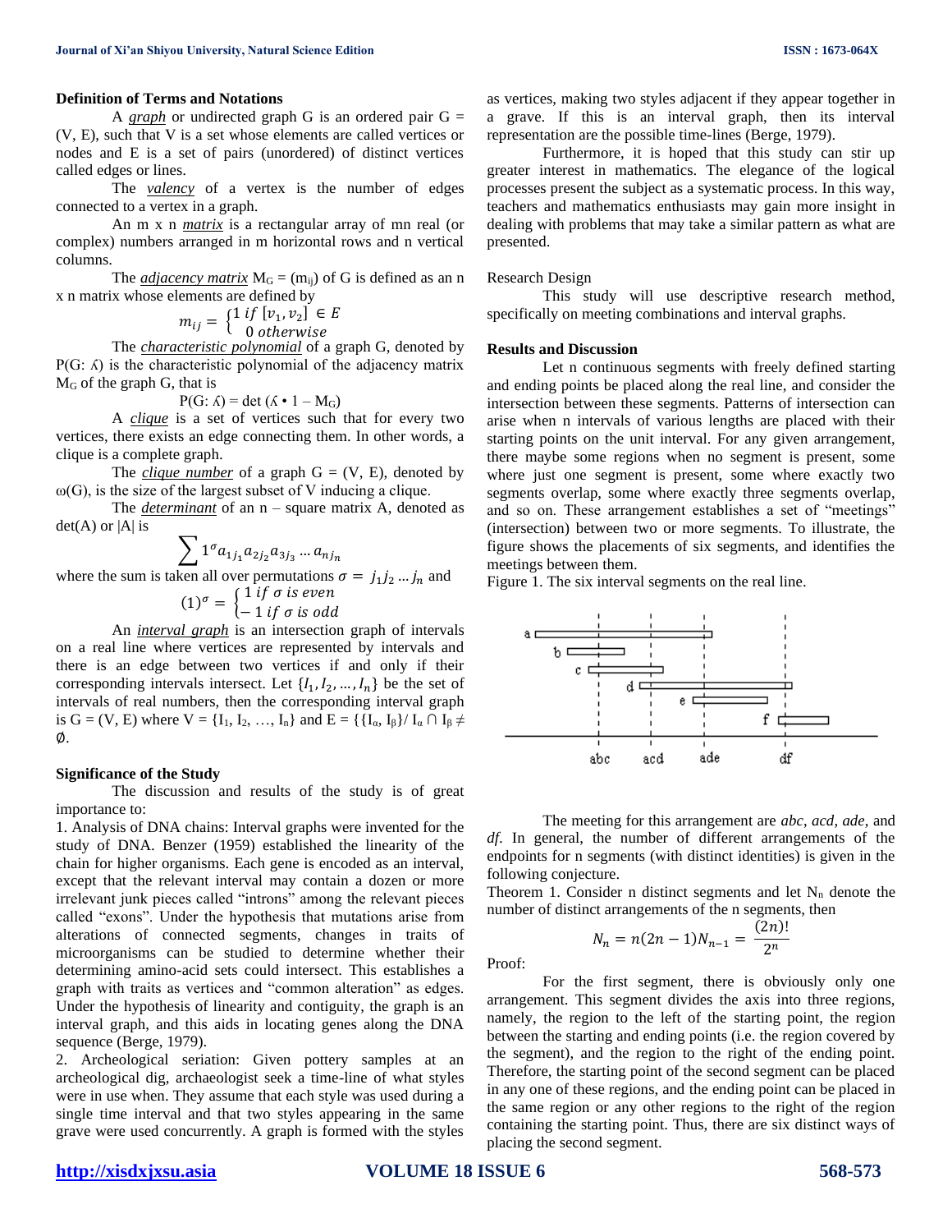### Definition of Terms and Notations

A *graph* or undirected graph G is an ordered pair G = (V, E), such that V is a set whose elements are called vertices or nodes and E is a set of pairs (unordered) of distinct vertices called edges or lines.

The *valency* of a vertex is the number of edges connected to a vertex in a graph.

An m x n *matrix* is a rectangular array of mn real (or complex) numbers arranged in m horizontal rows and n vertical columns.

The *adjacency matrix* $M_G = (m_{ij})$ of G is defined as an n x n matrix whose elements are defined by

$$m_{ij} = \begin{cases} 1 \; if \; [v_1, v_2] \in E \\ 0 \; otherwise \end{cases}$$

The *characteristic polynomial* of a graph G, denoted by P(G: ʎ) is the characteristic polynomial of the adjacency matrix $M_G$ of the graph G, that is

$$P(G: ʎ) = \det(ʎ \cdot 1 - M_G)$$

A *clique* is a set of vertices such that for every two vertices, there exists an edge connecting them. In other words, a clique is a complete graph.

The *clique number* of a graph G = (V, E), denoted by ω(G), is the size of the largest subset of V inducing a clique.

The *determinant* of an n – square matrix A, denoted as det(A) or |A| is

$$\sum 1^{\sigma} a_{1j_1} a_{2j_2} a_{3j_3} \ldots a_{nj_n}$$

where the sum is taken all over permutations $\sigma = j_1 j_2 \ldots j_n$ and

$$(1)^{\sigma} = \begin{cases} 1 \; if \; \sigma \; is \; even \\ -1 \; if \; \sigma \; is \; odd \end{cases}$$

An *interval graph* is an intersection graph of intervals on a real line where vertices are represented by intervals and there is an edge between two vertices if and only if their corresponding intervals intersect. Let $\{I_1, I_2, \ldots, I_n\}$ be the set of intervals of real numbers, then the corresponding interval graph is G = (V, E) where V = {$I_1$, $I_2$, …, $I_n$} and E = {{$I_\alpha$, $I_\beta$}/ $I_\alpha \cap I_\beta \neq \emptyset$.

### Significance of the Study

The discussion and results of the study is of great importance to:

1. Analysis of DNA chains: Interval graphs were invented for the study of DNA. Benzer (1959) established the linearity of the chain for higher organisms. Each gene is encoded as an interval, except that the relevant interval may contain a dozen or more irrelevant junk pieces called "introns" among the relevant pieces called "exons". Under the hypothesis that mutations arise from alterations of connected segments, changes in traits of microorganisms can be studied to determine whether their determining amino-acid sets could intersect. This establishes a graph with traits as vertices and "common alteration" as edges. Under the hypothesis of linearity and contiguity, the graph is an interval graph, and this aids in locating genes along the DNA sequence (Berge, 1979).
2. Archeological seriation: Given pottery samples at an archeological dig, archaeologist seek a time-line of what styles were in use when. They assume that each style was used during a single time interval and that two styles appearing in the same grave were used concurrently. A graph is formed with the styles as vertices, making two styles adjacent if they appear together in a grave. If this is an interval graph, then its interval representation are the possible time-lines (Berge, 1979).

Furthermore, it is hoped that this study can stir up greater interest in mathematics. The elegance of the logical processes present the subject as a systematic process. In this way, teachers and mathematics enthusiasts may gain more insight in dealing with problems that may take a similar pattern as what are presented.

Research Design

This study will use descriptive research method, specifically on meeting combinations and interval graphs.

### Results and Discussion

Let n continuous segments with freely defined starting and ending points be placed along the real line, and consider the intersection between these segments. Patterns of intersection can arise when n intervals of various lengths are placed with their starting points on the unit interval. For any given arrangement, there maybe some regions when no segment is present, some where just one segment is present, some where exactly two segments overlap, some where exactly three segments overlap, and so on. These arrangement establishes a set of "meetings" (intersection) between two or more segments. To illustrate, the figure shows the placements of six segments, and identifies the meetings between them.

Figure 1. The six interval segments on the real line.

The meeting for this arrangement are *abc*, *acd*, *ade*, and *df*. In general, the number of different arrangements of the endpoints for n segments (with distinct identities) is given in the following conjecture.

Theorem 1. Consider n distinct segments and let $N_n$ denote the number of distinct arrangements of the n segments, then

$$N_n = n(2n-1)N_{n-1} = \frac{(2n)!}{2^n}$$

Proof:

For the first segment, there is obviously only one arrangement. This segment divides the axis into three regions, namely, the region to the left of the starting point, the region between the starting and ending points (i.e. the region covered by the segment), and the region to the right of the ending point. Therefore, the starting point of the second segment can be placed in any one of these regions, and the ending point can be placed in the same region or any other regions to the right of the region containing the starting point. Thus, there are six distinct ways of placing the second segment.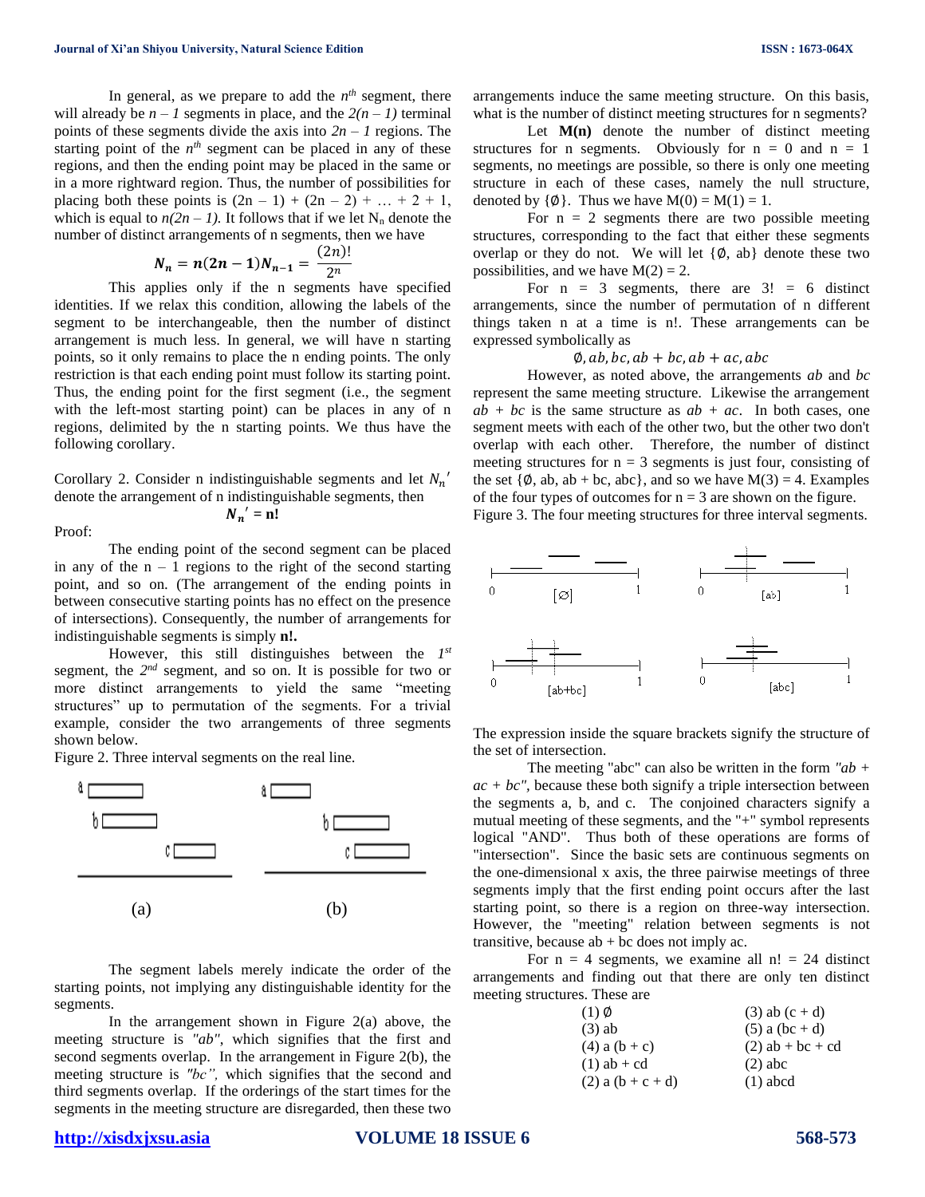In general, as we prepare to add the $n^{th}$ segment, there will already be $n - 1$ segments in place, and the $2(n - 1)$ terminal points of these segments divide the axis into $2n - 1$ regions. The starting point of the $n^{th}$ segment can be placed in any of these regions, and then the ending point may be placed in the same or in a more rightward region. Thus, the number of possibilities for placing both these points is $(2n - 1) + (2n - 2) + \ldots + 2 + 1$, which is equal to $n(2n - 1)$. It follows that if we let $N_n$ denote the number of distinct arrangements of n segments, then we have

$$N_n = n(2n-1)N_{n-1} = \frac{(2n)!}{2^n}$$

This applies only if the n segments have specified identities. If we relax this condition, allowing the labels of the segment to be interchangeable, then the number of distinct arrangement is much less. In general, we will have n starting points, so it only remains to place the n ending points. The only restriction is that each ending point must follow its starting point. Thus, the ending point for the first segment (i.e., the segment with the left-most starting point) can be places in any of n regions, delimited by the n starting points. We thus have the following corollary.

Corollary 2. Consider n indistinguishable segments and let $N_n{}'$ denote the arrangement of n indistinguishable segments, then

$$N_n{}' = \mathbf{n!}$$

Proof:

The ending point of the second segment can be placed in any of the $n - 1$ regions to the right of the second starting point, and so on. (The arrangement of the ending points in between consecutive starting points has no effect on the presence of intersections). Consequently, the number of arrangements for indistinguishable segments is simply **n!.**

However, this still distinguishes between the $1^{st}$ segment, the $2^{nd}$ segment, and so on. It is possible for two or more distinct arrangements to yield the same "meeting structures" up to permutation of the segments. For a trivial example, consider the two arrangements of three segments shown below.

Figure 2. Three interval segments on the real line.

The segment labels merely indicate the order of the starting points, not implying any distinguishable identity for the segments.

In the arrangement shown in Figure 2(a) above, the meeting structure is *"ab"*, which signifies that the first and second segments overlap. In the arrangement in Figure 2(b), the meeting structure is *"bc"*, which signifies that the second and third segments overlap. If the orderings of the start times for the segments in the meeting structure are disregarded, then these two arrangements induce the same meeting structure. On this basis, what is the number of distinct meeting structures for n segments?

Let **M(n)** denote the number of distinct meeting structures for n segments. Obviously for n = 0 and n = 1 segments, no meetings are possible, so there is only one meeting structure in each of these cases, namely the null structure, denoted by {∅}. Thus we have M(0) = M(1) = 1.

For n = 2 segments there are two possible meeting structures, corresponding to the fact that either these segments overlap or they do not. We will let {∅, ab} denote these two possibilities, and we have M(2) = 2.

For n = 3 segments, there are 3! = 6 distinct arrangements, since the number of permutation of n different things taken n at a time is n!. These arrangements can be expressed symbolically as

$$\emptyset, ab, bc, ab + bc, ab + ac, abc$$

However, as noted above, the arrangements *ab* and *bc* represent the same meeting structure. Likewise the arrangement *ab + bc* is the same structure as *ab + ac*. In both cases, one segment meets with each of the other two, but the other two don't overlap with each other. Therefore, the number of distinct meeting structures for n = 3 segments is just four, consisting of the set {∅, ab, ab + bc, abc}, and so we have M(3) = 4. Examples of the four types of outcomes for n = 3 are shown on the figure.

Figure 3. The four meeting structures for three interval segments.

The expression inside the square brackets signify the structure of the set of intersection.

The meeting "abc" can also be written in the form *"ab + ac + bc"*, because these both signify a triple intersection between the segments a, b, and c. The conjoined characters signify a mutual meeting of these segments, and the "+" symbol represents logical "AND". Thus both of these operations are forms of "intersection". Since the basic sets are continuous segments on the one-dimensional x axis, the three pairwise meetings of three segments imply that the first ending point occurs after the last starting point, so there is a region on three-way intersection. However, the "meeting" relation between segments is not transitive, because ab + bc does not imply ac.

For n = 4 segments, we examine all n! = 24 distinct arrangements and finding out that there are only ten distinct meeting structures. These are

| | |
|---|---|
| (1) ∅ | (3) ab (c + d) |
| (3) ab | (5) a (bc + d) |
| (4) a (b + c) | (2) ab + bc + cd |
| (1) ab + cd | (2) abc |
| (2) a (b + c + d) | (1) abcd |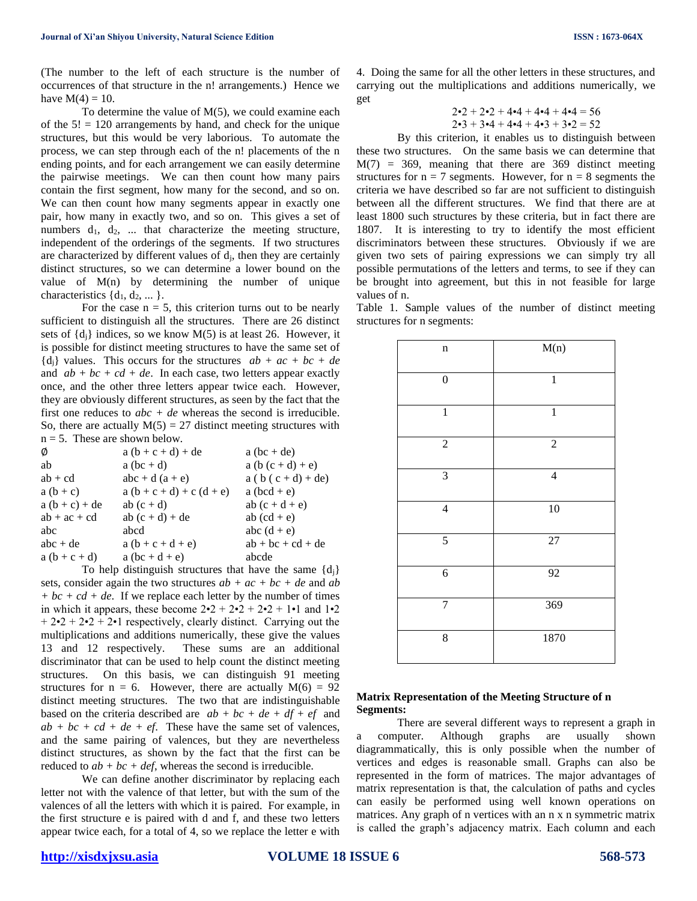(The number to the left of each structure is the number of occurrences of that structure in the n! arrangements.) Hence we have M(4) = 10.

To determine the value of M(5), we could examine each of the 5! = 120 arrangements by hand, and check for the unique structures, but this would be very laborious. To automate the process, we can step through each of the n! placements of the n ending points, and for each arrangement we can easily determine the pairwise meetings. We can then count how many pairs contain the first segment, how many for the second, and so on. We can then count how many segments appear in exactly one pair, how many in exactly two, and so on. This gives a set of numbers $d_1$, $d_2$, ... that characterize the meeting structure, independent of the orderings of the segments. If two structures are characterized by different values of $d_j$, then they are certainly distinct structures, so we can determine a lower bound on the value of M(n) by determining the number of unique characteristics $\{d_1, d_2, ...\}$.

For the case n = 5, this criterion turns out to be nearly sufficient to distinguish all the structures. There are 26 distinct sets of $\{d_j\}$ indices, so we know M(5) is at least 26. However, it is possible for distinct meeting structures to have the same set of $\{d_j\}$ values. This occurs for the structures *ab + ac + bc + de* and *ab + bc + cd + de*. In each case, two letters appear exactly once, and the other three letters appear twice each. However, they are obviously different structures, as seen by the fact that the first one reduces to *abc + de* whereas the second is irreducible. So, there are actually M(5) = 27 distinct meeting structures with n = 5. These are shown below.

| | | |
|---|---|---|
| ∅ | a (b + c + d) + de | a (bc + de) |
| ab | a (bc + d) | a (b (c + d) + e) |
| ab + cd | abc + d (a + e) | a ( b ( c + d) + de) |
| a (b + c) | a (b + c + d) + c (d + e) | a (bcd + e) |
| a (b + c) + de | ab (c + d) | ab (c + d + e) |
| ab + ac + cd | ab (c + d) + de | ab (cd + e) |
| abc | abcd | abc (d + e) |
| abc + de | a (b + c + d + e) | ab + bc + cd + de |
| a (b + c + d) | a (bc + d + e) | abcde |

To help distinguish structures that have the same $\{d_j\}$ sets, consider again the two structures *ab + ac + bc + de* and *ab + bc + cd + de*. If we replace each letter by the number of times in which it appears, these become 2•2 + 2•2 + 2•2 + 1•1 and 1•2 + 2•2 + 2•2 + 2•1 respectively, clearly distinct. Carrying out the multiplications and additions numerically, these give the values 13 and 12 respectively. These sums are an additional discriminator that can be used to help count the distinct meeting structures. On this basis, we can distinguish 91 meeting structures for n = 6. However, there are actually M(6) = 92 distinct meeting structures. The two that are indistinguishable based on the criteria described are *ab + bc + de + df + ef* and *ab + bc + cd + de + ef*. These have the same set of valences, and the same pairing of valences, but they are nevertheless distinct structures, as shown by the fact that the first can be reduced to *ab + bc + def*, whereas the second is irreducible.

We can define another discriminator by replacing each letter not with the valence of that letter, but with the sum of the valences of all the letters with which it is paired. For example, in the first structure e is paired with d and f, and these two letters appear twice each, for a total of 4, so we replace the letter e with 4. Doing the same for all the other letters in these structures, and carrying out the multiplications and additions numerically, we get

$$2•2 + 2•2 + 4•4 + 4•4 + 4•4 = 56$$
$$2•3 + 3•4 + 4•4 + 4•3 + 3•2 = 52$$

By this criterion, it enables us to distinguish between these two structures. On the same basis we can determine that M(7) = 369, meaning that there are 369 distinct meeting structures for n = 7 segments. However, for n = 8 segments the criteria we have described so far are not sufficient to distinguish between all the different structures. We find that there are at least 1800 such structures by these criteria, but in fact there are 1807. It is interesting to try to identify the most efficient discriminators between these structures. Obviously if we are given two sets of pairing expressions we can simply try all possible permutations of the letters and terms, to see if they can be brought into agreement, but this in not feasible for large values of n.

Table 1. Sample values of the number of distinct meeting structures for n segments:

| n | M(n) |
|---|---|
| 0 | 1 |
| 1 | 1 |
| 2 | 2 |
| 3 | 4 |
| 4 | 10 |
| 5 | 27 |
| 6 | 92 |
| 7 | 369 |
| 8 | 1870 |

**Matrix Representation of the Meeting Structure of n Segments:**

There are several different ways to represent a graph in a computer. Although graphs are usually shown diagrammatically, this is only possible when the number of vertices and edges is reasonable small. Graphs can also be represented in the form of matrices. The major advantages of matrix representation is that, the calculation of paths and cycles can easily be performed using well known operations on matrices. Any graph of n vertices with an n x n symmetric matrix is called the graph's adjacency matrix. Each column and each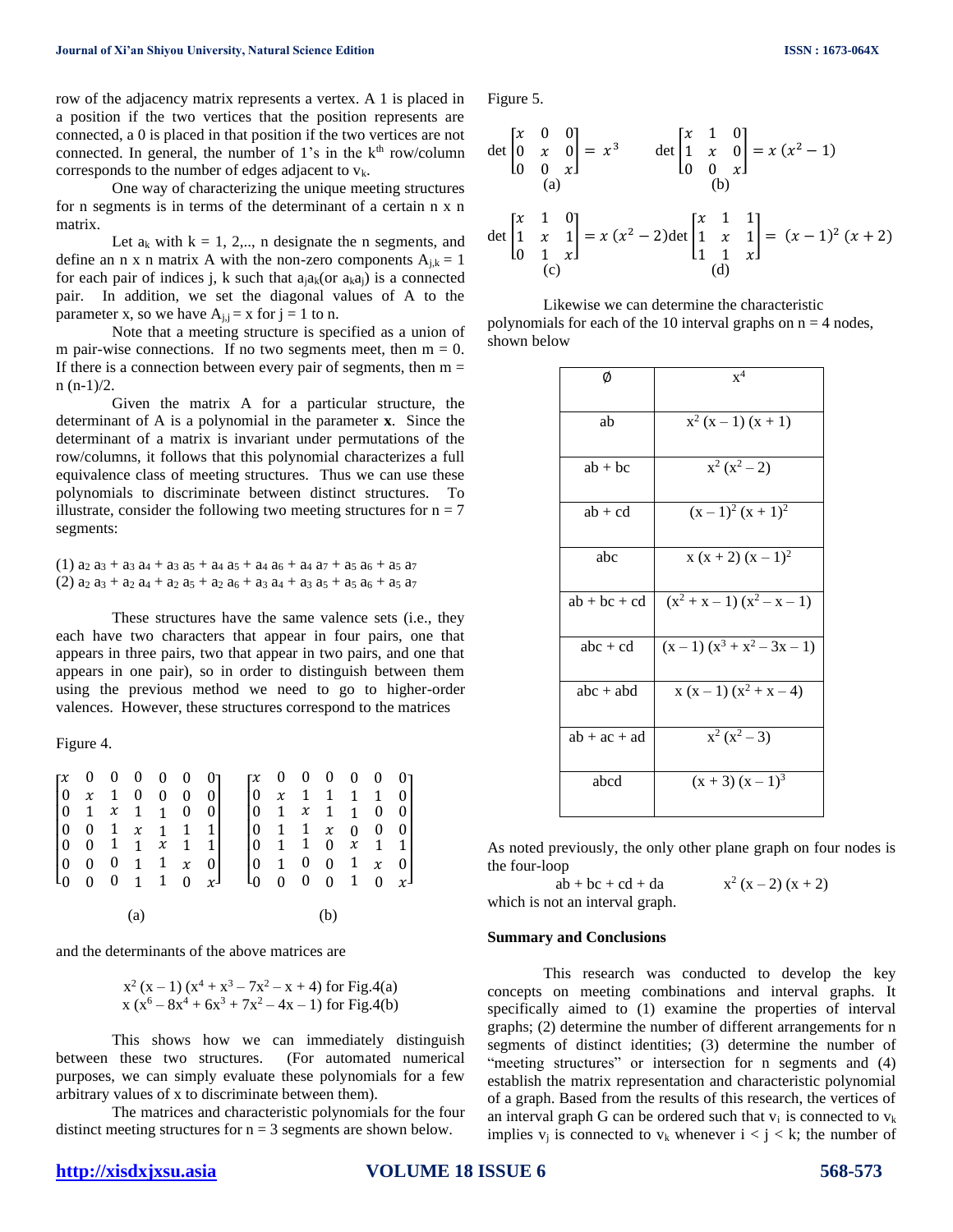row of the adjacency matrix represents a vertex. A 1 is placed in a position if the two vertices that the position represents are connected, a 0 is placed in that position if the two vertices are not connected. In general, the number of 1's in the $k^{th}$ row/column corresponds to the number of edges adjacent to $v_k$.

One way of characterizing the unique meeting structures for n segments is in terms of the determinant of a certain n x n matrix.

Let $a_k$ with k = 1, 2,.., n designate the n segments, and define an n x n matrix A with the non-zero components $A_{j,k} = 1$ for each pair of indices j, k such that $a_j a_k$(or $a_k a_j$) is a connected pair. In addition, we set the diagonal values of A to the parameter x, so we have $A_{j,j} = x$ for j = 1 to n.

Note that a meeting structure is specified as a union of m pair-wise connections. If no two segments meet, then m = 0. If there is a connection between every pair of segments, then m = n (n-1)/2.

Given the matrix A for a particular structure, the determinant of A is a polynomial in the parameter **x**. Since the determinant of a matrix is invariant under permutations of the row/columns, it follows that this polynomial characterizes a full equivalence class of meeting structures. Thus we can use these polynomials to discriminate between distinct structures. To illustrate, consider the following two meeting structures for n = 7 segments:

(1) $a_2 a_3 + a_3 a_4 + a_3 a_5 + a_4 a_5 + a_4 a_6 + a_4 a_7 + a_5 a_6 + a_5 a_7$
(2) $a_2 a_3 + a_2 a_4 + a_2 a_5 + a_2 a_6 + a_3 a_4 + a_3 a_5 + a_5 a_6 + a_5 a_7$

These structures have the same valence sets (i.e., they each have two characters that appear in four pairs, one that appears in three pairs, two that appear in two pairs, and one that appears in one pair), so in order to distinguish between them using the previous method we need to go to higher-order valences. However, these structures correspond to the matrices

Figure 4.

$$\begin{bmatrix} x & 0 & 0 & 0 & 0 & 0 & 0 \\ 0 & x & 1 & 0 & 0 & 0 & 0 \\ 0 & 1 & x & 1 & 1 & 0 & 0 \\ 0 & 0 & 1 & x & 1 & 1 & 1 \\ 0 & 0 & 1 & 1 & x & 1 & 1 \\ 0 & 0 & 0 & 1 & 1 & x & 0 \\ 0 & 0 & 0 & 1 & 1 & 0 & x \end{bmatrix} \qquad \begin{bmatrix} x & 0 & 0 & 0 & 0 & 0 & 0 \\ 0 & x & 1 & 1 & 1 & 1 & 0 \\ 0 & 1 & x & 1 & 1 & 0 & 0 \\ 0 & 1 & 1 & x & 0 & 0 & 0 \\ 0 & 1 & 1 & 0 & x & 1 & 1 \\ 0 & 1 & 0 & 0 & 1 & x & 0 \\ 0 & 0 & 0 & 0 & 1 & 0 & x \end{bmatrix}$$

(a) (b)

and the determinants of the above matrices are

$$x^2 (x – 1) (x^4 + x^3 – 7x^2 – x + 4) \text{ for Fig.4(a)}$$
$$x (x^6 – 8x^4 + 6x^3 + 7x^2 – 4x – 1) \text{ for Fig.4(b)}$$

This shows how we can immediately distinguish between these two structures. (For automated numerical purposes, we can simply evaluate these polynomials for a few arbitrary values of x to discriminate between them).

The matrices and characteristic polynomials for the four distinct meeting structures for n = 3 segments are shown below.

Figure 5.

$$\det\begin{bmatrix} x & 0 & 0 \\ 0 & x & 0 \\ 0 & 0 & x \end{bmatrix} = x^3 \qquad \det\begin{bmatrix} x & 1 & 0 \\ 1 & x & 0 \\ 0 & 0 & x \end{bmatrix} = x\,(x^2 - 1)$$

(a) (b)

$$\det\begin{bmatrix} x & 1 & 0 \\ 1 & x & 1 \\ 0 & 1 & x \end{bmatrix} = x\,(x^2 - 2) \qquad \det\begin{bmatrix} x & 1 & 1 \\ 1 & x & 1 \\ 1 & 1 & x \end{bmatrix} = (x-1)^2\,(x+2)$$

(c) (d)

Likewise we can determine the characteristic polynomials for each of the 10 interval graphs on n = 4 nodes, shown below

| ∅ | $x^4$ |
|---|---|
| ab | $x^2 (x – 1) (x + 1)$ |
| ab + bc | $x^2 (x^2 – 2)$ |
| ab + cd | $(x – 1)^2 (x + 1)^2$ |
| abc | $x (x + 2) (x – 1)^2$ |
| ab + bc + cd | $(x^2 + x – 1) (x^2 – x – 1)$ |
| abc + cd | $(x – 1) (x^3 + x^2 – 3x – 1)$ |
| abc + abd | $x (x – 1) (x^2 + x – 4)$ |
| ab + ac + ad | $x^2 (x^2 – 3)$ |
| abcd | $(x + 3) (x – 1)^3$ |

As noted previously, the only other plane graph on four nodes is the four-loop

ab + bc + cd + da $\qquad x^2 (x – 2) (x + 2)$

which is not an interval graph.

## Summary and Conclusions

This research was conducted to develop the key concepts on meeting combinations and interval graphs. It specifically aimed to (1) examine the properties of interval graphs; (2) determine the number of different arrangements for n segments of distinct identities; (3) determine the number of "meeting structures" or intersection for n segments and (4) establish the matrix representation and characteristic polynomial of a graph. Based from the results of this research, the vertices of an interval graph G can be ordered such that $v_i$ is connected to $v_k$ implies $v_j$ is connected to $v_k$ whenever $i < j < k$; the number of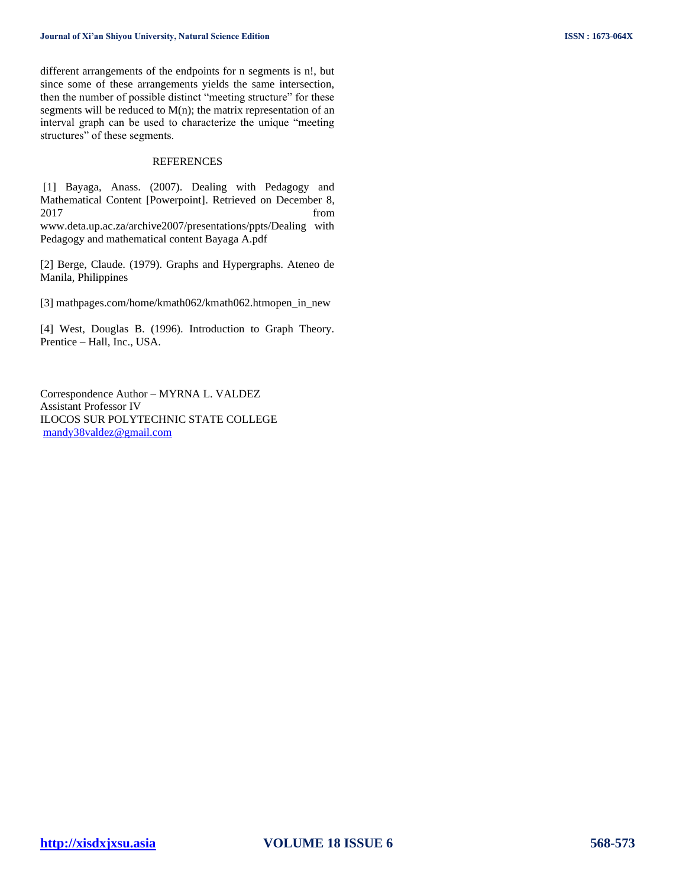different arrangements of the endpoints for n segments is n!, but since some of these arrangements yields the same intersection, then the number of possible distinct "meeting structure" for these segments will be reduced to M(n); the matrix representation of an interval graph can be used to characterize the unique "meeting structures" of these segments.

## REFERENCES

[1] Bayaga, Anass. (2007). Dealing with Pedagogy and Mathematical Content [Powerpoint]. Retrieved on December 8, 2017 from www.deta.up.ac.za/archive2007/presentations/ppts/Dealing with Pedagogy and mathematical content Bayaga A.pdf

[2] Berge, Claude. (1979). Graphs and Hypergraphs. Ateneo de Manila, Philippines

[3] mathpages.com/home/kmath062/kmath062.htmopen_in_new

[4] West, Douglas B. (1996). Introduction to Graph Theory. Prentice – Hall, Inc., USA.

Correspondence Author – MYRNA L. VALDEZ
Assistant Professor IV
ILOCOS SUR POLYTECHNIC STATE COLLEGE
mandy38valdez@gmail.com